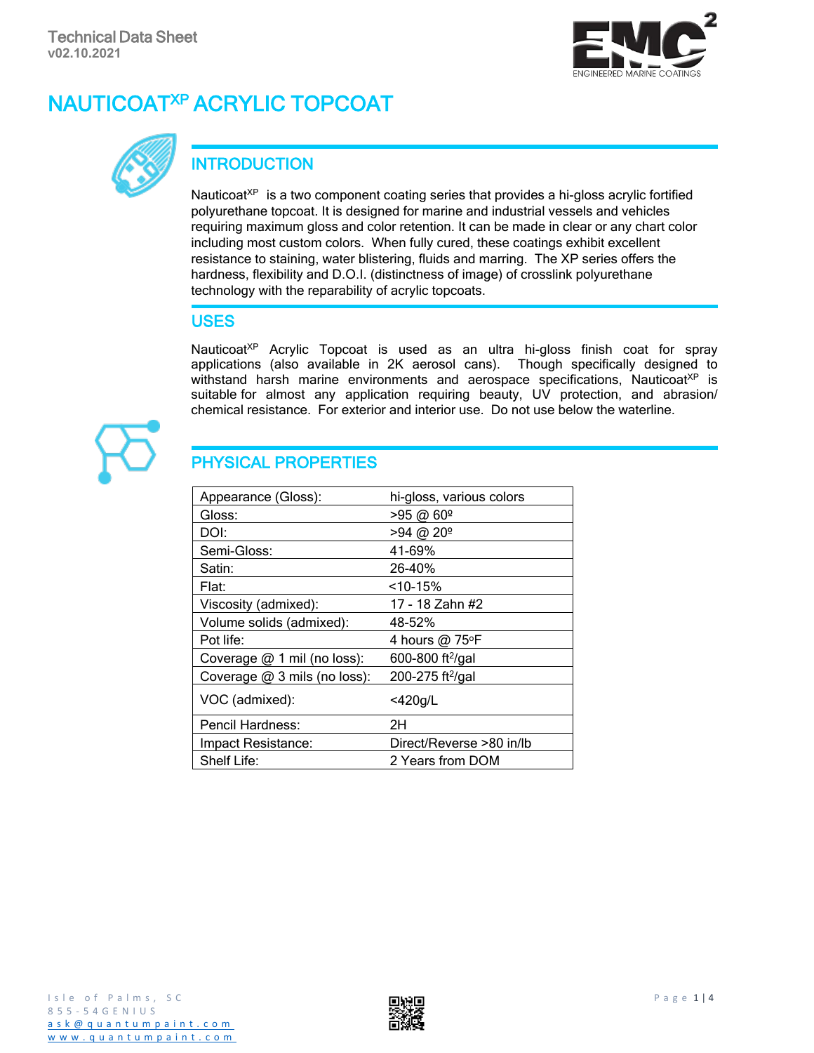Technical Data Sheet
v02.10.2021

# NAUTICOAT[XP] ACRYLIC TOPCOAT

## INTRODUCTION

Nauticoat[XP] is a two component coating series that provides a hi-gloss acrylic fortified polyurethane topcoat. It is designed for marine and industrial vessels and vehicles requiring maximum gloss and color retention. It can be made in clear or any chart color including most custom colors. When fully cured, these coatings exhibit excellent resistance to staining, water blistering, fluids and marring. The XP series offers the hardness, flexibility and D.O.I. (distinctness of image) of crosslink polyurethane technology with the reparability of acrylic topcoats.

## USES

Nauticoat[XP] Acrylic Topcoat is used as an ultra hi-gloss finish coat for spray applications (also available in 2K aerosol cans). Though specifically designed to withstand harsh marine environments and aerospace specifications, Nauticoat[XP] is suitable for almost any application requiring beauty, UV protection, and abrasion/chemical resistance. For exterior and interior use. Do not use below the waterline.

## PHYSICAL PROPERTIES

| Property | Value |
|---|---|
| Appearance (Gloss): | hi-gloss, various colors |
| Gloss: | >95 @ 60º |
| DOI: | >94 @ 20º |
| Semi-Gloss: | 41-69% |
| Satin: | 26-40% |
| Flat: | <10-15% |
| Viscosity (admixed): | 17 - 18 Zahn #2 |
| Volume solids (admixed): | 48-52% |
| Pot life: | 4 hours @ 75ºF |
| Coverage @ 1 mil (no loss): | 600-800 ft²/gal |
| Coverage @ 3 mils (no loss): | 200-275 ft²/gal |
| VOC (admixed): | <420g/L |
| Pencil Hardness: | 2H |
| Impact Resistance: | Direct/Reverse >80 in/lb |
| Shelf Life: | 2 Years from DOM |

Isle of Palms, SC
855-54GENIUS
ask@quantumpaint.com
www.quantumpaint.com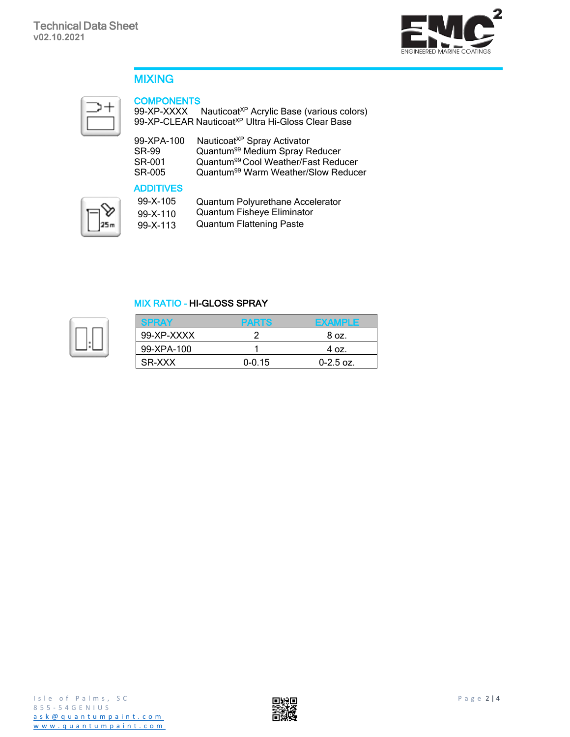## MIXING

### COMPONENTS

99-XP-XXXX Nauticoat$^{XP}$ Acrylic Base (various colors)
99-XP-CLEAR Nauticoat$^{XP}$ Ultra Hi-Gloss Clear Base

| | |
|---|---|
| 99-XPA-100 | Nauticoat$^{XP}$ Spray Activator |
| SR-99 | Quantum$^{99}$ Medium Spray Reducer |
| SR-001 | Quantum$^{99}$ Cool Weather/Fast Reducer |
| SR-005 | Quantum$^{99}$ Warm Weather/Slow Reducer |

### ADDITIVES

| | |
|---|---|
| 99-X-105 | Quantum Polyurethane Accelerator |
| 99-X-110 | Quantum Fisheye Eliminator |
| 99-X-113 | Quantum Flattening Paste |

### MIX RATIO - HI-GLOSS SPRAY

| SPRAY | PARTS | EXAMPLE |
|---|---|---|
| 99-XP-XXXX | 2 | 8 oz. |
| 99-XPA-100 | 1 | 4 oz. |
| SR-XXX | 0-0.15 | 0-2.5 oz. |

Isle of Palms, SC
855-54GENIUS
ask@quantumpaint.com
www.quantumpaint.com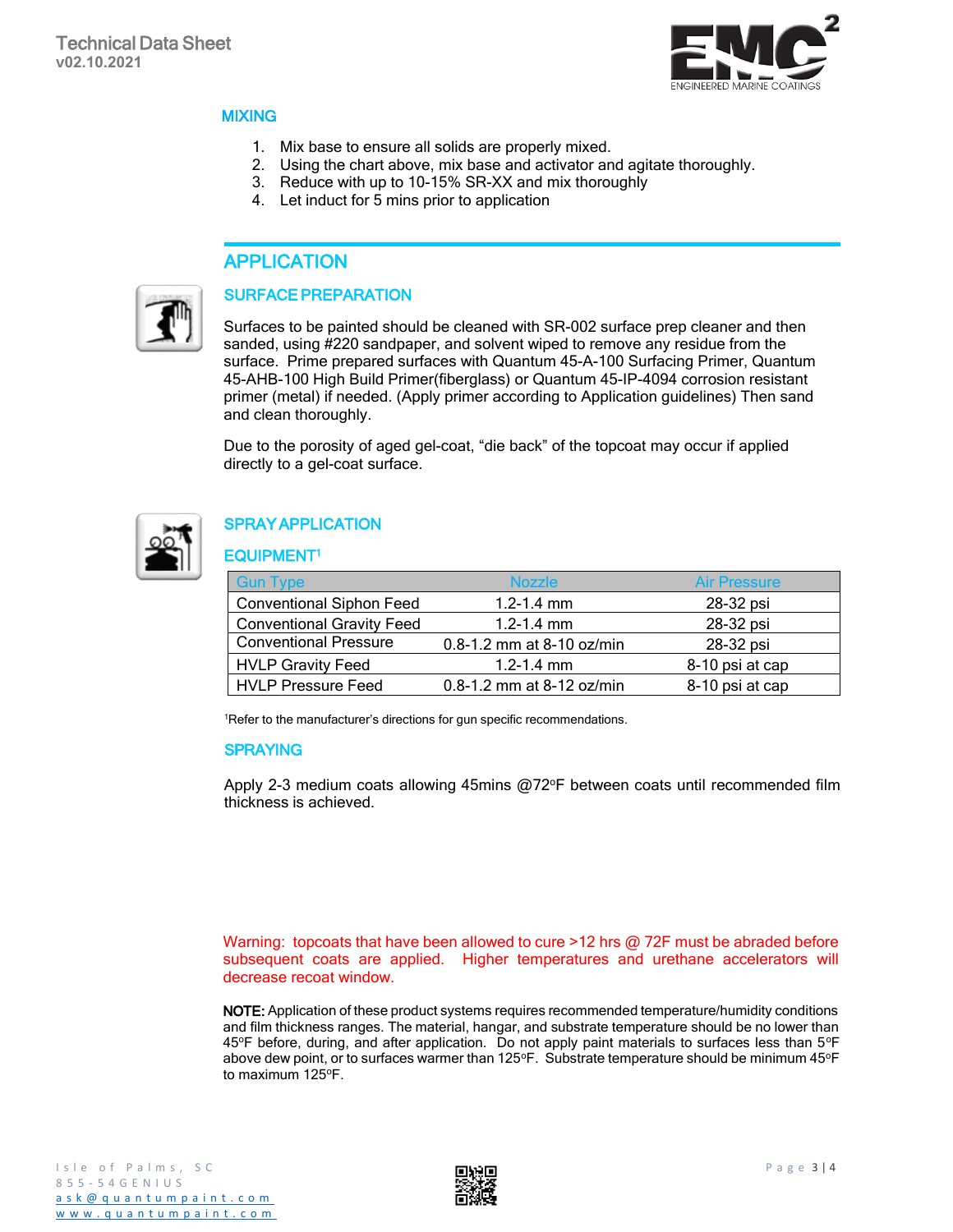## MIXING

1. Mix base to ensure all solids are properly mixed.
2. Using the chart above, mix base and activator and agitate thoroughly.
3. Reduce with up to 10-15% SR-XX and mix thoroughly
4. Let induct for 5 mins prior to application

# APPLICATION

## SURFACE PREPARATION

Surfaces to be painted should be cleaned with SR-002 surface prep cleaner and then sanded, using #220 sandpaper, and solvent wiped to remove any residue from the surface. Prime prepared surfaces with Quantum 45-A-100 Surfacing Primer, Quantum 45-AHB-100 High Build Primer(fiberglass) or Quantum 45-IP-4094 corrosion resistant primer (metal) if needed. (Apply primer according to Application guidelines) Then sand and clean thoroughly.

Due to the porosity of aged gel-coat, “die back” of the topcoat may occur if applied directly to a gel-coat surface.

## SPRAY APPLICATION

### EQUIPMENT[1]

| Gun Type | Nozzle | Air Pressure |
|---|---|---|
| Conventional Siphon Feed | 1.2-1.4 mm | 28-32 psi |
| Conventional Gravity Feed | 1.2-1.4 mm | 28-32 psi |
| Conventional Pressure | 0.8-1.2 mm at 8-10 oz/min | 28-32 psi |
| HVLP Gravity Feed | 1.2-1.4 mm | 8-10 psi at cap |
| HVLP Pressure Feed | 0.8-1.2 mm at 8-12 oz/min | 8-10 psi at cap |

[1]Refer to the manufacturer’s directions for gun specific recommendations.

### SPRAYING

Apply 2-3 medium coats allowing 45mins @72°F between coats until recommended film thickness is achieved.

Warning: topcoats that have been allowed to cure >12 hrs @ 72F must be abraded before subsequent coats are applied. Higher temperatures and urethane accelerators will decrease recoat window.

**NOTE:** Application of these product systems requires recommended temperature/humidity conditions and film thickness ranges. The material, hangar, and substrate temperature should be no lower than 45°F before, during, and after application. Do not apply paint materials to surfaces less than 5°F above dew point, or to surfaces warmer than 125°F. Substrate temperature should be minimum 45°F to maximum 125°F.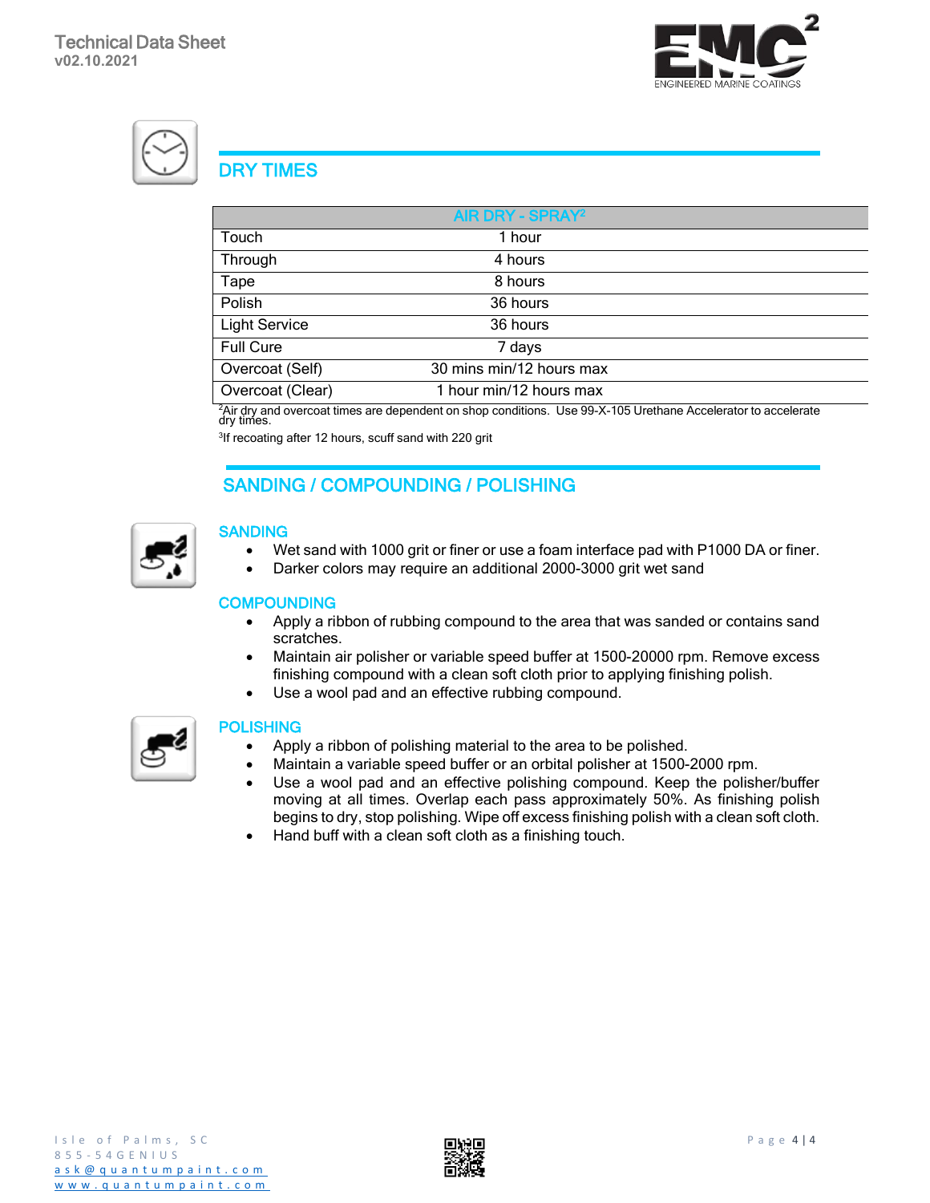## DRY TIMES

| AIR DRY - SPRAY[2] | |
|---|---|
| Touch | 1 hour |
| Through | 4 hours |
| Tape | 8 hours |
| Polish | 36 hours |
| Light Service | 36 hours |
| Full Cure | 7 days |
| Overcoat (Self) | 30 mins min/12 hours max |
| Overcoat (Clear) | 1 hour min/12 hours max |

[2]Air dry and overcoat times are dependent on shop conditions. Use 99-X-105 Urethane Accelerator to accelerate dry times.

[3]If recoating after 12 hours, scuff sand with 220 grit

## SANDING / COMPOUNDING / POLISHING

### SANDING

- Wet sand with 1000 grit or finer or use a foam interface pad with P1000 DA or finer.
- Darker colors may require an additional 2000-3000 grit wet sand

### COMPOUNDING

- Apply a ribbon of rubbing compound to the area that was sanded or contains sand scratches.
- Maintain air polisher or variable speed buffer at 1500-20000 rpm. Remove excess finishing compound with a clean soft cloth prior to applying finishing polish.
- Use a wool pad and an effective rubbing compound.

### POLISHING

- Apply a ribbon of polishing material to the area to be polished.
- Maintain a variable speed buffer or an orbital polisher at 1500-2000 rpm.
- Use a wool pad and an effective polishing compound. Keep the polisher/buffer moving at all times. Overlap each pass approximately 50%. As finishing polish begins to dry, stop polishing. Wipe off excess finishing polish with a clean soft cloth.
- Hand buff with a clean soft cloth as a finishing touch.